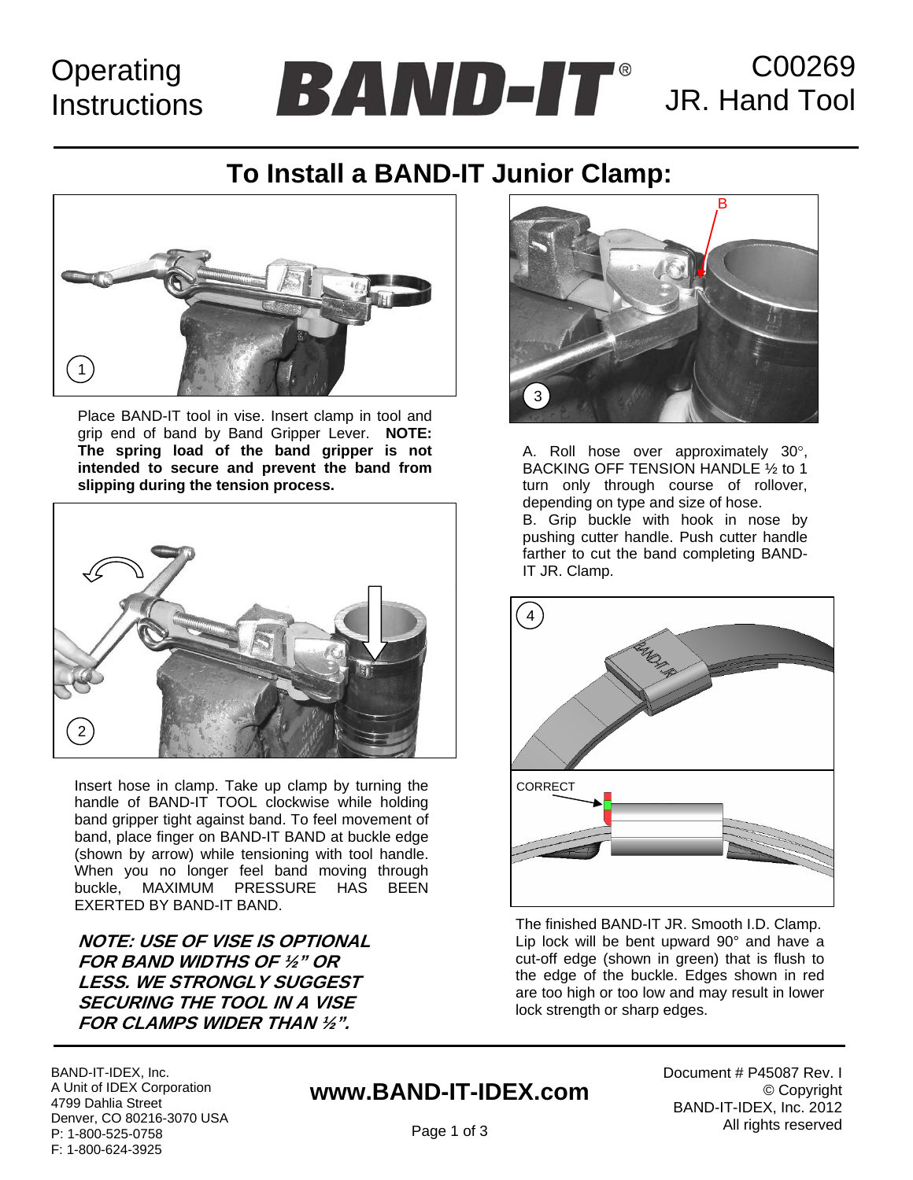Operating Instructions

# BAND-IT®

C00269
JR. Hand Tool

## To Install a BAND-IT Junior Clamp:

1

Place BAND-IT tool in vise. Insert clamp in tool and grip end of band by Band Gripper Lever. **NOTE: The spring load of the band gripper is not intended to secure and prevent the band from slipping during the tension process.**

2

Insert hose in clamp. Take up clamp by turning the handle of BAND-IT TOOL clockwise while holding band gripper tight against band. To feel movement of band, place finger on BAND-IT BAND at buckle edge (shown by arrow) while tensioning with tool handle. When you no longer feel band moving through buckle, MAXIMUM PRESSURE HAS BEEN EXERTED BY BAND-IT BAND.

***NOTE: USE OF VISE IS OPTIONAL FOR BAND WIDTHS OF ½" OR LESS. WE STRONGLY SUGGEST SECURING THE TOOL IN A VISE FOR CLAMPS WIDER THAN ½".***

3

A. Roll hose over approximately 30°, BACKING OFF TENSION HANDLE ½ to 1 turn only through course of rollover, depending on type and size of hose.
B. Grip buckle with hook in nose by pushing cutter handle. Push cutter handle farther to cut the band completing BAND-IT JR. Clamp.

4

CORRECT

The finished BAND-IT JR. Smooth I.D. Clamp. Lip lock will be bent upward 90° and have a cut-off edge (shown in green) that is flush to the edge of the buckle. Edges shown in red are too high or too low and may result in lower lock strength or sharp edges.

BAND-IT-IDEX, Inc.
A Unit of IDEX Corporation
4799 Dahlia Street
Denver, CO 80216-3070 USA
P: 1-800-525-0758
F: 1-800-624-3925

**www.BAND-IT-IDEX.com**

Document # P45087 Rev. I
© Copyright
BAND-IT-IDEX, Inc. 2012
All rights reserved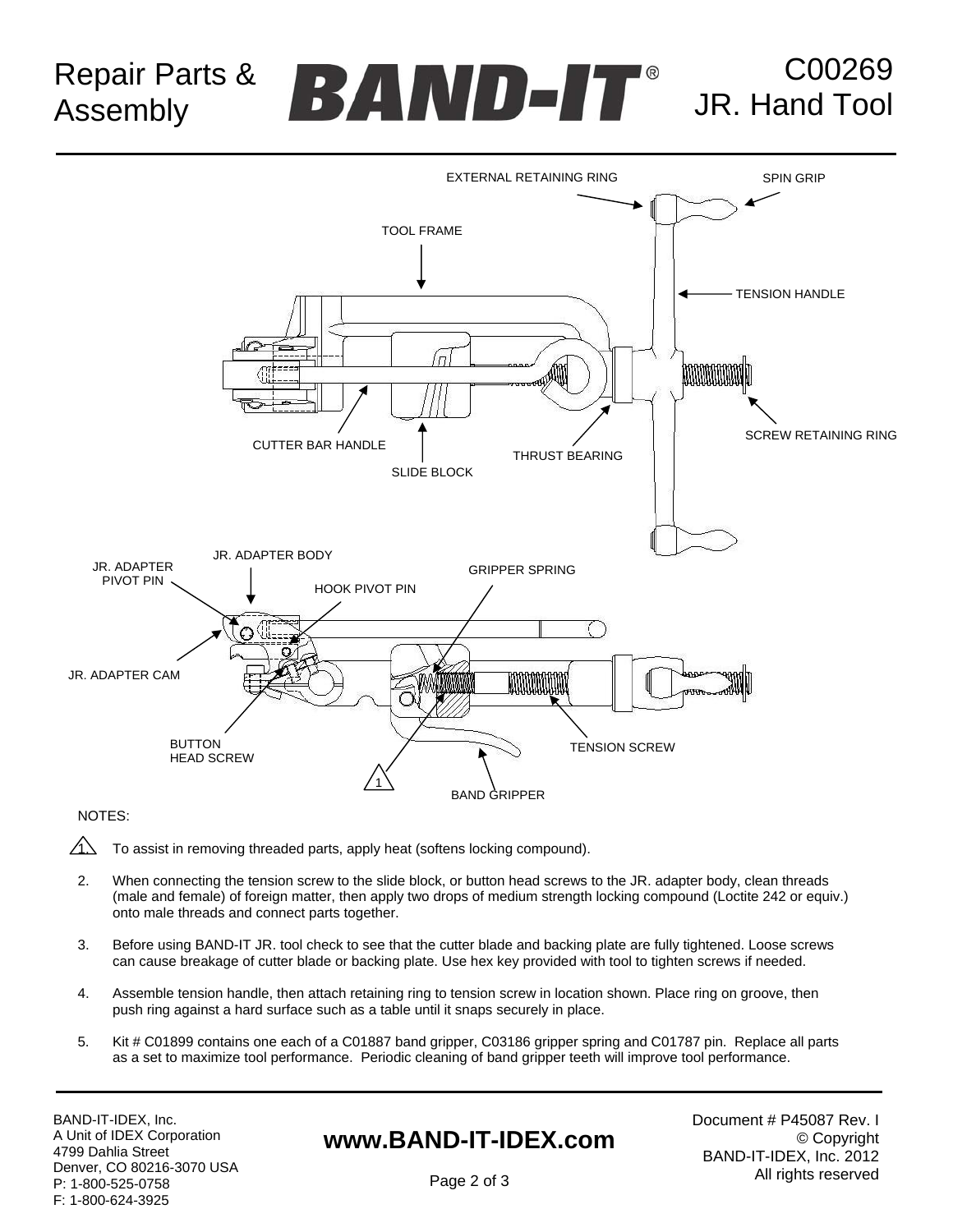# Repair Parts & Assembly

# BAND-IT®

# C00269 JR. Hand Tool

EXTERNAL RETAINING RING

SPIN GRIP

TOOL FRAME

TENSION HANDLE

SCREW RETAINING RING

CUTTER BAR HANDLE

THRUST BEARING

SLIDE BLOCK

JR. ADAPTER BODY

JR. ADAPTER PIVOT PIN

GRIPPER SPRING

HOOK PIVOT PIN

JR. ADAPTER CAM

BUTTON HEAD SCREW

TENSION SCREW

1

BAND GRIPPER

NOTES:

1. To assist in removing threaded parts, apply heat (softens locking compound).
2. When connecting the tension screw to the slide block, or button head screws to the JR. adapter body, clean threads (male and female) of foreign matter, then apply two drops of medium strength locking compound (Loctite 242 or equiv.) onto male threads and connect parts together.
3. Before using BAND-IT JR. tool check to see that the cutter blade and backing plate are fully tightened. Loose screws can cause breakage of cutter blade or backing plate. Use hex key provided with tool to tighten screws if needed.
4. Assemble tension handle, then attach retaining ring to tension screw in location shown. Place ring on groove, then push ring against a hard surface such as a table until it snaps securely in place.
5. Kit # C01899 contains one each of a C01887 band gripper, C03186 gripper spring and C01787 pin. Replace all parts as a set to maximize tool performance. Periodic cleaning of band gripper teeth will improve tool performance.

BAND-IT-IDEX, Inc.
A Unit of IDEX Corporation
4799 Dahlia Street
Denver, CO 80216-3070 USA
P: 1-800-525-0758
F: 1-800-624-3925

**www.BAND-IT-IDEX.com**

Document # P45087 Rev. I
© Copyright
BAND-IT-IDEX, Inc. 2012
All rights reserved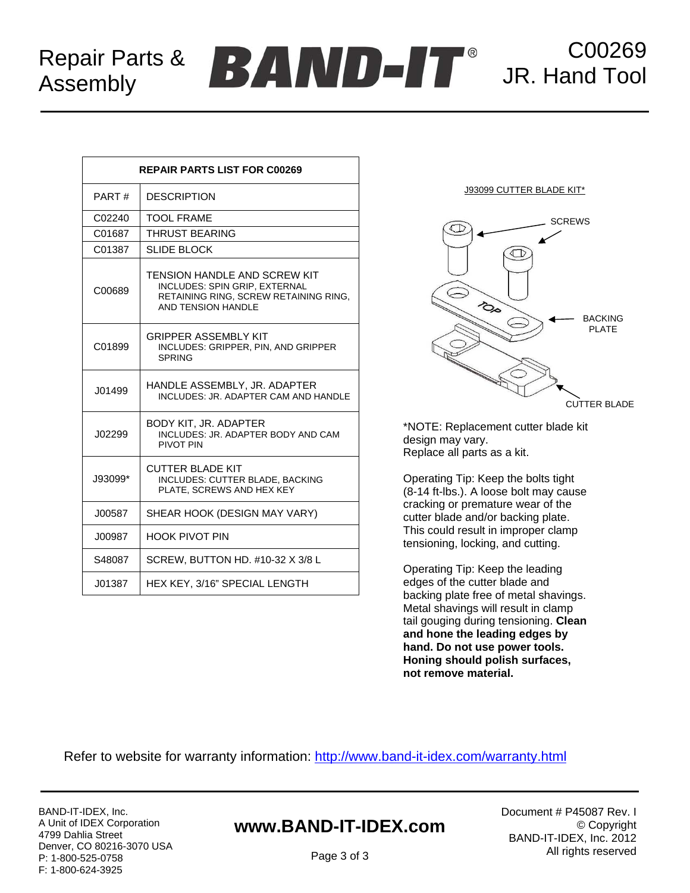# Repair Parts & Assembly

# BAND-IT®

# C00269 JR. Hand Tool

| REPAIR PARTS LIST FOR C00269 | |
|---|---|
| PART # | DESCRIPTION |
| C02240 | TOOL FRAME |
| C01687 | THRUST BEARING |
| C01387 | SLIDE BLOCK |
| C00689 | TENSION HANDLE AND SCREW KIT<br>INCLUDES: SPIN GRIP, EXTERNAL RETAINING RING, SCREW RETAINING RING, AND TENSION HANDLE |
| C01899 | GRIPPER ASSEMBLY KIT<br>INCLUDES: GRIPPER, PIN, AND GRIPPER SPRING |
| J01499 | HANDLE ASSEMBLY, JR. ADAPTER<br>INCLUDES: JR. ADAPTER CAM AND HANDLE |
| J02299 | BODY KIT, JR. ADAPTER<br>INCLUDES: JR. ADAPTER BODY AND CAM PIVOT PIN |
| J93099* | CUTTER BLADE KIT<br>INCLUDES: CUTTER BLADE, BACKING PLATE, SCREWS AND HEX KEY |
| J00587 | SHEAR HOOK (DESIGN MAY VARY) |
| J00987 | HOOK PIVOT PIN |
| S48087 | SCREW, BUTTON HD. #10-32 X 3/8 L |
| J01387 | HEX KEY, 3/16" SPECIAL LENGTH |

J93099 CUTTER BLADE KIT*

SCREWS

TOP

BACKING PLATE

CUTTER BLADE

*NOTE: Replacement cutter blade kit design may vary.
Replace all parts as a kit.

Operating Tip: Keep the bolts tight (8-14 ft-lbs.). A loose bolt may cause cracking or premature wear of the cutter blade and/or backing plate. This could result in improper clamp tensioning, locking, and cutting.

Operating Tip: Keep the leading edges of the cutter blade and backing plate free of metal shavings. Metal shavings will result in clamp tail gouging during tensioning. **Clean and hone the leading edges by hand. Do not use power tools. Honing should polish surfaces, not remove material.**

Refer to website for warranty information: http://www.band-it-idex.com/warranty.html

BAND-IT-IDEX, Inc.
A Unit of IDEX Corporation
4799 Dahlia Street
Denver, CO 80216-3070 USA
P: 1-800-525-0758
F: 1-800-624-3925

**www.BAND-IT-IDEX.com**

Document # P45087 Rev. I
© Copyright
BAND-IT-IDEX, Inc. 2012
All rights reserved